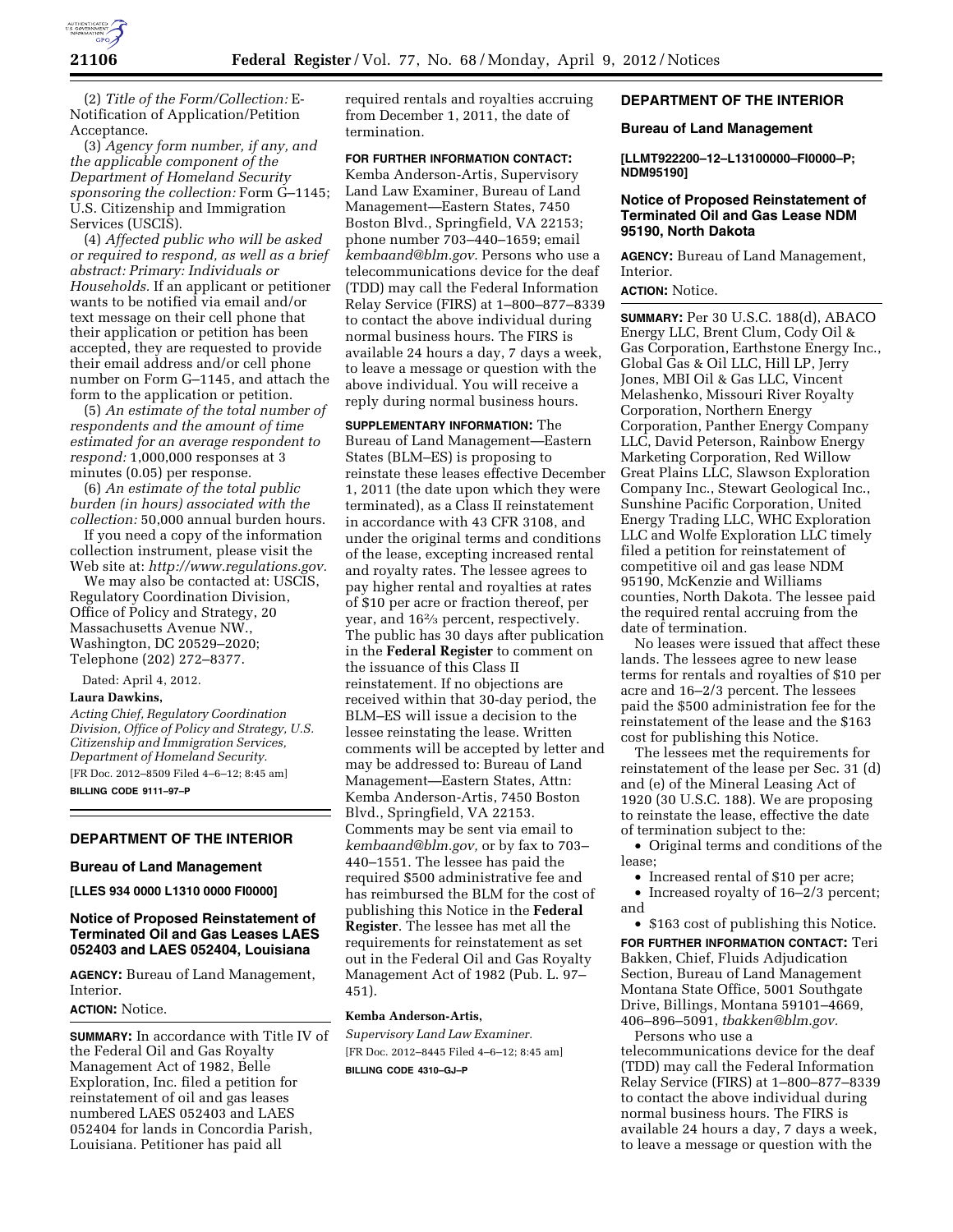(2) *Title of the Form/Collection:* E-Notification of Application/Petition Acceptance.

(3) *Agency form number, if any, and the applicable component of the Department of Homeland Security sponsoring the collection:* Form G–1145; U.S. Citizenship and Immigration Services (USCIS).

(4) *Affected public who will be asked or required to respond, as well as a brief abstract: Primary: Individuals or Households.* If an applicant or petitioner wants to be notified via email and/or text message on their cell phone that their application or petition has been accepted, they are requested to provide their email address and/or cell phone number on Form G–1145, and attach the form to the application or petition.

(5) *An estimate of the total number of respondents and the amount of time estimated for an average respondent to respond:* 1,000,000 responses at 3 minutes (0.05) per response.

(6) *An estimate of the total public burden (in hours) associated with the collection:* 50,000 annual burden hours.

If you need a copy of the information collection instrument, please visit the Web site at: *http://www.regulations.gov.*

We may also be contacted at: USCIS, Regulatory Coordination Division, Office of Policy and Strategy, 20 Massachusetts Avenue NW., Washington, DC 20529–2020; Telephone (202) 272–8377.

Dated: April 4, 2012.

**Laura Dawkins,**

*Acting Chief, Regulatory Coordination Division, Office of Policy and Strategy, U.S. Citizenship and Immigration Services, Department of Homeland Security.*

[FR Doc. 2012–8509 Filed 4–6–12; 8:45 am]

**BILLING CODE 9111–97–P**

---

## DEPARTMENT OF THE INTERIOR

### Bureau of Land Management

**[LLES 934 0000 L1310 0000 FI0000]**

### Notice of Proposed Reinstatement of Terminated Oil and Gas Leases LAES 052403 and LAES 052404, Louisiana

**AGENCY:** Bureau of Land Management, Interior.

**ACTION:** Notice.

**SUMMARY:** In accordance with Title IV of the Federal Oil and Gas Royalty Management Act of 1982, Belle Exploration, Inc. filed a petition for reinstatement of oil and gas leases numbered LAES 052403 and LAES 052404 for lands in Concordia Parish, Louisiana. Petitioner has paid all required rentals and royalties accruing from December 1, 2011, the date of termination.

**FOR FURTHER INFORMATION CONTACT:** Kemba Anderson-Artis, Supervisory Land Law Examiner, Bureau of Land Management—Eastern States, 7450 Boston Blvd., Springfield, VA 22153; phone number 703–440–1659; email *kembaand@blm.gov.* Persons who use a telecommunications device for the deaf (TDD) may call the Federal Information Relay Service (FIRS) at 1–800–877–8339 to contact the above individual during normal business hours. The FIRS is available 24 hours a day, 7 days a week, to leave a message or question with the above individual. You will receive a reply during normal business hours.

**SUPPLEMENTARY INFORMATION:** The Bureau of Land Management—Eastern States (BLM–ES) is proposing to reinstate these leases effective December 1, 2011 (the date upon which they were terminated), as a Class II reinstatement in accordance with 43 CFR 3108, and under the original terms and conditions of the lease, excepting increased rental and royalty rates. The lessee agrees to pay higher rental and royalties at rates of $10 per acre or fraction thereof, per year, and 16⅔ percent, respectively. The public has 30 days after publication in the **Federal Register** to comment on the issuance of this Class II reinstatement. If no objections are received within that 30-day period, the BLM–ES will issue a decision to the lessee reinstating the lease. Written comments will be accepted by letter and may be addressed to: Bureau of Land Management—Eastern States, Attn: Kemba Anderson-Artis, 7450 Boston Blvd., Springfield, VA 22153. Comments may be sent via email to *kembaand@blm.gov,* or by fax to 703–440–1551. The lessee has paid the required $500 administrative fee and has reimbursed the BLM for the cost of publishing this Notice in the **Federal Register**. The lessee has met all the requirements for reinstatement as set out in the Federal Oil and Gas Royalty Management Act of 1982 (Pub. L. 97–451).

**Kemba Anderson-Artis,**

*Supervisory Land Law Examiner.*

[FR Doc. 2012–8445 Filed 4–6–12; 8:45 am]

**BILLING CODE 4310–GJ–P**

---

## DEPARTMENT OF THE INTERIOR

### Bureau of Land Management

**[LLMT922200–12–L13100000–FI0000–P; NDM95190]**

### Notice of Proposed Reinstatement of Terminated Oil and Gas Lease NDM 95190, North Dakota

**AGENCY:** Bureau of Land Management, Interior.

**ACTION:** Notice.

**SUMMARY:** Per 30 U.S.C. 188(d), ABACO Energy LLC, Brent Clum, Cody Oil & Gas Corporation, Earthstone Energy Inc., Global Gas & Oil LLC, Hill LP, Jerry Jones, MBI Oil & Gas LLC, Vincent Melashenko, Missouri River Royalty Corporation, Northern Energy Corporation, Panther Energy Company LLC, David Peterson, Rainbow Energy Marketing Corporation, Red Willow Great Plains LLC, Slawson Exploration Company Inc., Stewart Geological Inc., Sunshine Pacific Corporation, United Energy Trading LLC, WHC Exploration LLC and Wolfe Exploration LLC timely filed a petition for reinstatement of competitive oil and gas lease NDM 95190, McKenzie and Williams counties, North Dakota. The lessee paid the required rental accruing from the date of termination.

No leases were issued that affect these lands. The lessees agree to new lease terms for rentals and royalties of $10 per acre and 16–2/3 percent. The lessees paid the $500 administration fee for the reinstatement of the lease and the $163 cost for publishing this Notice.

The lessees met the requirements for reinstatement of the lease per Sec. 31 (d) and (e) of the Mineral Leasing Act of 1920 (30 U.S.C. 188). We are proposing to reinstate the lease, effective the date of termination subject to the:

- Original terms and conditions of the lease;
- Increased rental of $10 per acre;
- Increased royalty of 16–2/3 percent; and
- $163 cost of publishing this Notice.

**FOR FURTHER INFORMATION CONTACT:** Teri Bakken, Chief, Fluids Adjudication Section, Bureau of Land Management Montana State Office, 5001 Southgate Drive, Billings, Montana 59101–4669, 406–896–5091, *tbakken@blm.gov.*

Persons who use a telecommunications device for the deaf (TDD) may call the Federal Information Relay Service (FIRS) at 1–800–877–8339 to contact the above individual during normal business hours. The FIRS is available 24 hours a day, 7 days a week, to leave a message or question with the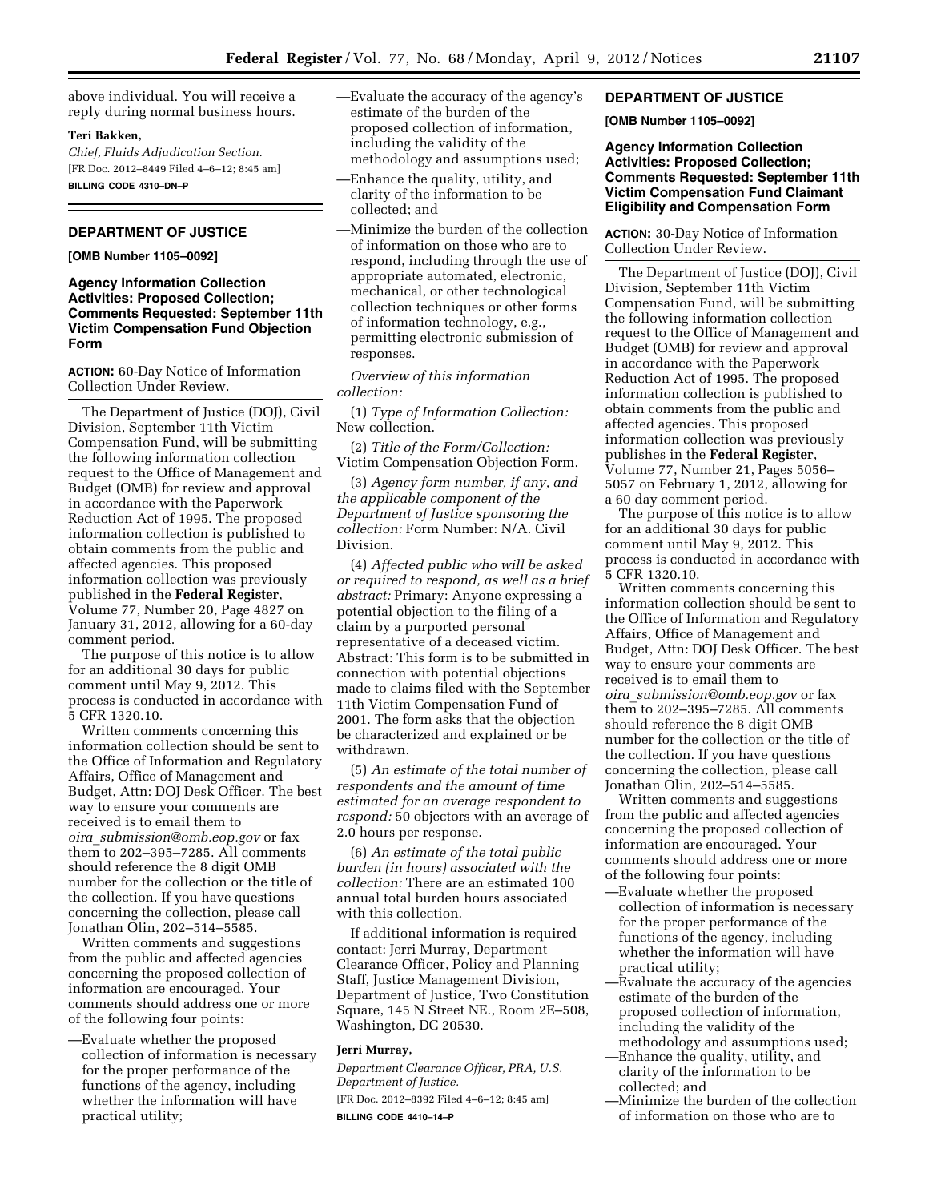above individual. You will receive a reply during normal business hours.

**Teri Bakken,**

*Chief, Fluids Adjudication Section.*

[FR Doc. 2012–8449 Filed 4–6–12; 8:45 am]

**BILLING CODE 4310–DN–P**

## DEPARTMENT OF JUSTICE

**[OMB Number 1105–0092]**

### Agency Information Collection Activities: Proposed Collection; Comments Requested: September 11th Victim Compensation Fund Objection Form

**ACTION:** 60-Day Notice of Information Collection Under Review.

The Department of Justice (DOJ), Civil Division, September 11th Victim Compensation Fund, will be submitting the following information collection request to the Office of Management and Budget (OMB) for review and approval in accordance with the Paperwork Reduction Act of 1995. The proposed information collection is published to obtain comments from the public and affected agencies. This proposed information collection was previously published in the **Federal Register**, Volume 77, Number 20, Page 4827 on January 31, 2012, allowing for a 60-day comment period.

The purpose of this notice is to allow for an additional 30 days for public comment until May 9, 2012. This process is conducted in accordance with 5 CFR 1320.10.

Written comments concerning this information collection should be sent to the Office of Information and Regulatory Affairs, Office of Management and Budget, Attn: DOJ Desk Officer. The best way to ensure your comments are received is to email them to *oira_submission@omb.eop.gov* or fax them to 202–395–7285. All comments should reference the 8 digit OMB number for the collection or the title of the collection. If you have questions concerning the collection, please call Jonathan Olin, 202–514–5585.

Written comments and suggestions from the public and affected agencies concerning the proposed collection of information are encouraged. Your comments should address one or more of the following four points:

—Evaluate whether the proposed collection of information is necessary for the proper performance of the functions of the agency, including whether the information will have practical utility;

—Evaluate the accuracy of the agency's estimate of the burden of the proposed collection of information, including the validity of the methodology and assumptions used;

—Enhance the quality, utility, and clarity of the information to be collected; and

—Minimize the burden of the collection of information on those who are to respond, including through the use of appropriate automated, electronic, mechanical, or other technological collection techniques or other forms of information technology, e.g., permitting electronic submission of responses.

*Overview of this information collection:*

(1) *Type of Information Collection:* New collection.

(2) *Title of the Form/Collection:* Victim Compensation Objection Form.

(3) *Agency form number, if any, and the applicable component of the Department of Justice sponsoring the collection:* Form Number: N/A. Civil Division.

(4) *Affected public who will be asked or required to respond, as well as a brief abstract:* Primary: Anyone expressing a potential objection to the filing of a claim by a purported personal representative of a deceased victim. Abstract: This form is to be submitted in connection with potential objections made to claims filed with the September 11th Victim Compensation Fund of 2001. The form asks that the objection be characterized and explained or be withdrawn.

(5) *An estimate of the total number of respondents and the amount of time estimated for an average respondent to respond:* 50 objectors with an average of 2.0 hours per response.

(6) *An estimate of the total public burden (in hours) associated with the collection:* There are an estimated 100 annual total burden hours associated with this collection.

If additional information is required contact: Jerri Murray, Department Clearance Officer, Policy and Planning Staff, Justice Management Division, Department of Justice, Two Constitution Square, 145 N Street NE., Room 2E–508, Washington, DC 20530.

**Jerri Murray,**

*Department Clearance Officer, PRA, U.S. Department of Justice.*

[FR Doc. 2012–8392 Filed 4–6–12; 8:45 am]

**BILLING CODE 4410–14–P**

## DEPARTMENT OF JUSTICE

**[OMB Number 1105–0092]**

### Agency Information Collection Activities: Proposed Collection; Comments Requested: September 11th Victim Compensation Fund Claimant Eligibility and Compensation Form

**ACTION:** 30-Day Notice of Information Collection Under Review.

The Department of Justice (DOJ), Civil Division, September 11th Victim Compensation Fund, will be submitting the following information collection request to the Office of Management and Budget (OMB) for review and approval in accordance with the Paperwork Reduction Act of 1995. The proposed information collection is published to obtain comments from the public and affected agencies. This proposed information collection was previously publishes in the **Federal Register**, Volume 77, Number 21, Pages 5056–5057 on February 1, 2012, allowing for a 60 day comment period.

The purpose of this notice is to allow for an additional 30 days for public comment until May 9, 2012. This process is conducted in accordance with 5 CFR 1320.10.

Written comments concerning this information collection should be sent to the Office of Information and Regulatory Affairs, Office of Management and Budget, Attn: DOJ Desk Officer. The best way to ensure your comments are received is to email them to *oira_submission@omb.eop.gov* or fax them to 202–395–7285. All comments should reference the 8 digit OMB number for the collection or the title of the collection. If you have questions concerning the collection, please call Jonathan Olin, 202–514–5585.

Written comments and suggestions from the public and affected agencies concerning the proposed collection of information are encouraged. Your comments should address one or more of the following four points:

—Evaluate whether the proposed collection of information is necessary for the proper performance of the functions of the agency, including whether the information will have practical utility;

—Evaluate the accuracy of the agencies estimate of the burden of the proposed collection of information, including the validity of the methodology and assumptions used;

—Enhance the quality, utility, and clarity of the information to be collected; and

—Minimize the burden of the collection of information on those who are to